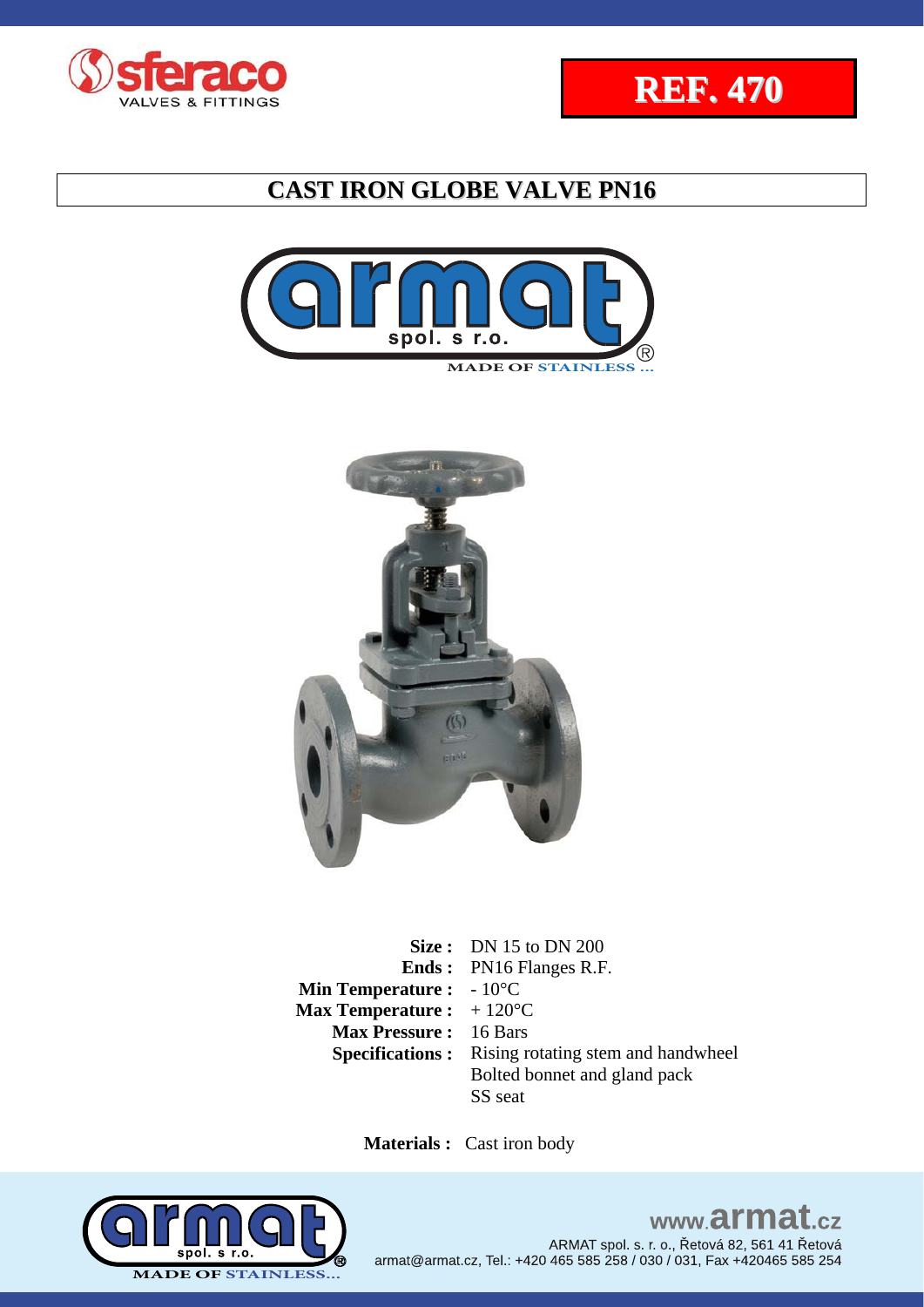**REF. 470**

# CAST IRON GLOBE VALVE PN16

MADE OF STAINLESS ...

| | |
|---|---|
| **Size :** | DN 15 to DN 200 |
| **Ends :** | PN16 Flanges R.F. |
| **Min Temperature :** | - 10°C |
| **Max Temperature :** | + 120°C |
| **Max Pressure :** | 16 Bars |
| **Specifications :** | Rising rotating stem and handwheel |
| | Bolted bonnet and gland pack |
| | SS seat |

**Materials :** Cast iron body

www.armat.cz

ARMAT spol. s. r. o., Řetová 82, 561 41 Řetová
armat@armat.cz, Tel.: +420 465 585 258 / 030 / 031, Fax +420465 585 254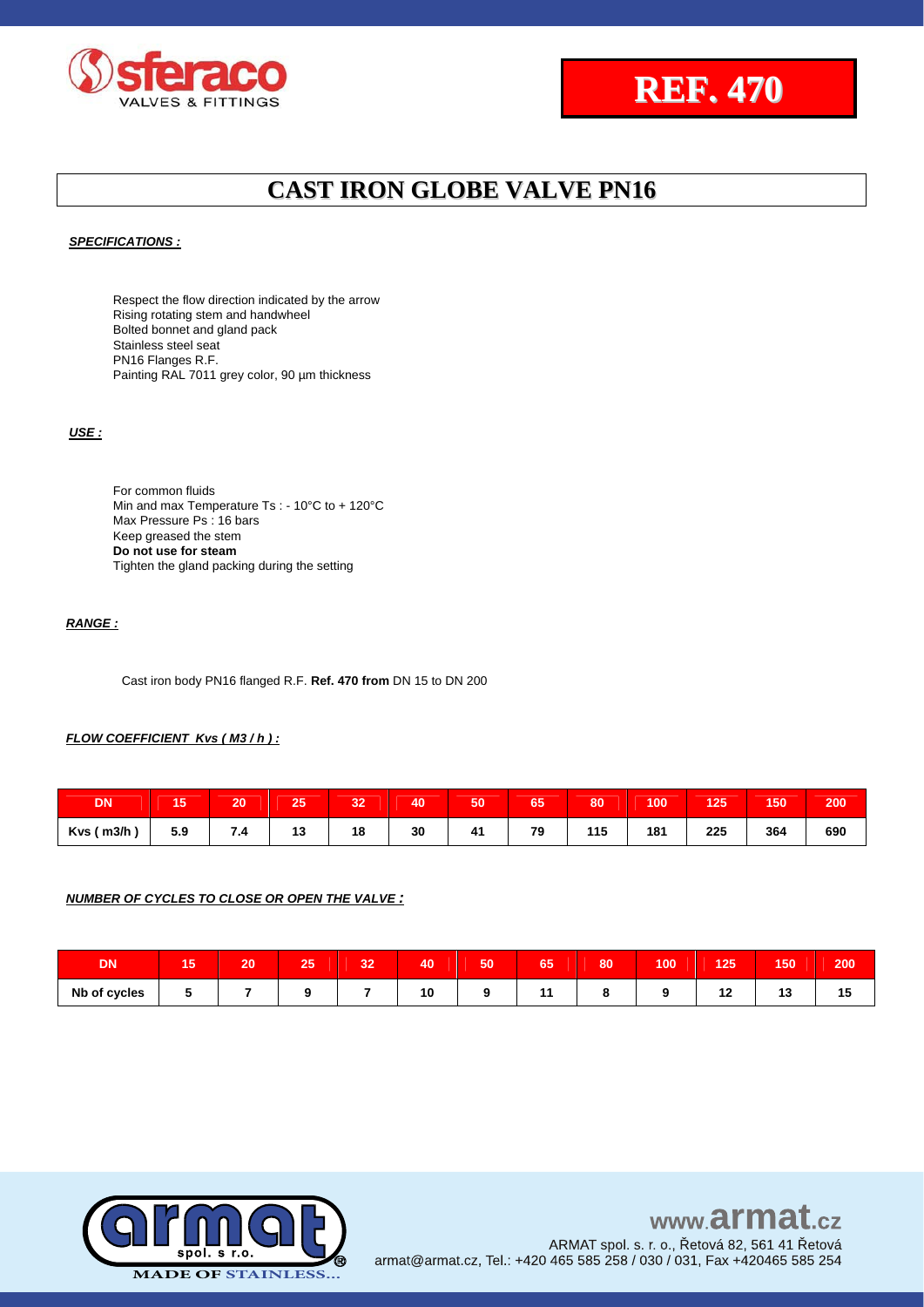**REF. 470**

# CAST IRON GLOBE VALVE PN16

***SPECIFICATIONS :***

Respect the flow direction indicated by the arrow
Rising rotating stem and handwheel
Bolted bonnet and gland pack
Stainless steel seat
PN16 Flanges R.F.
Painting RAL 7011 grey color, 90 µm thickness

***USE :***

For common fluids
Min and max Temperature Ts : - 10°C to + 120°C
Max Pressure Ps : 16 bars
Keep greased the stem
**Do not use for steam**
Tighten the gland packing during the setting

***RANGE :***

Cast iron body PN16 flanged R.F. **Ref. 470 from** DN 15 to DN 200

***FLOW COEFFICIENT Kvs ( M3 / h ) :***

| DN | 15 | 20 | 25 | 32 | 40 | 50 | 65 | 80 | 100 | 125 | 150 | 200 |
|---|---|---|---|---|---|---|---|---|---|---|---|---|
| Kvs ( m3/h ) | 5.9 | 7.4 | 13 | 18 | 30 | 41 | 79 | 115 | 181 | 225 | 364 | 690 |

***NUMBER OF CYCLES TO CLOSE OR OPEN THE VALVE :***

| DN | 15 | 20 | 25 | 32 | 40 | 50 | 65 | 80 | 100 | 125 | 150 | 200 |
|---|---|---|---|---|---|---|---|---|---|---|---|---|
| Nb of cycles | 5 | 7 | 9 | 7 | 10 | 9 | 11 | 8 | 9 | 12 | 13 | 15 |

www.armat.cz
ARMAT spol. s r. o., Řetová 82, 561 41 Řetová
armat@armat.cz, Tel.: +420 465 585 258 / 030 / 031, Fax +420465 585 254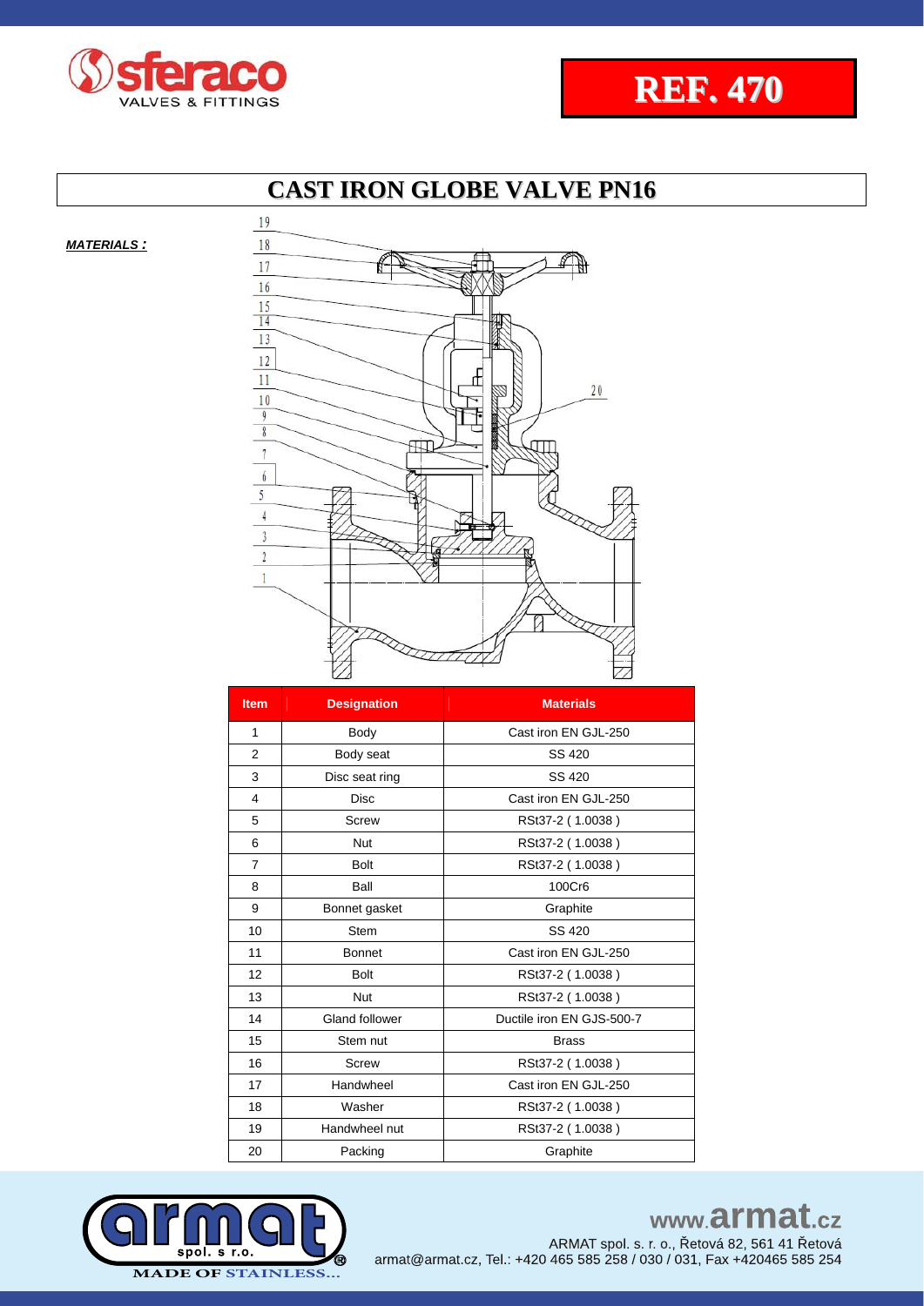# REF. 470

## CAST IRON GLOBE VALVE PN16

***MATERIALS :***

| Item | Designation | Materials |
|---|---|---|
| 1 | Body | Cast iron EN GJL-250 |
| 2 | Body seat | SS 420 |
| 3 | Disc seat ring | SS 420 |
| 4 | Disc | Cast iron EN GJL-250 |
| 5 | Screw | RSt37-2 ( 1.0038 ) |
| 6 | Nut | RSt37-2 ( 1.0038 ) |
| 7 | Bolt | RSt37-2 ( 1.0038 ) |
| 8 | Ball | 100Cr6 |
| 9 | Bonnet gasket | Graphite |
| 10 | Stem | SS 420 |
| 11 | Bonnet | Cast iron EN GJL-250 |
| 12 | Bolt | RSt37-2 ( 1.0038 ) |
| 13 | Nut | RSt37-2 ( 1.0038 ) |
| 14 | Gland follower | Ductile iron EN GJS-500-7 |
| 15 | Stem nut | Brass |
| 16 | Screw | RSt37-2 ( 1.0038 ) |
| 17 | Handwheel | Cast iron EN GJL-250 |
| 18 | Washer | RSt37-2 ( 1.0038 ) |
| 19 | Handwheel nut | RSt37-2 ( 1.0038 ) |
| 20 | Packing | Graphite |

www.armat.cz
ARMAT spol. s r. o., Řetová 82, 561 41 Řetová
armat@armat.cz, Tel.: +420 465 585 258 / 030 / 031, Fax +420465 585 254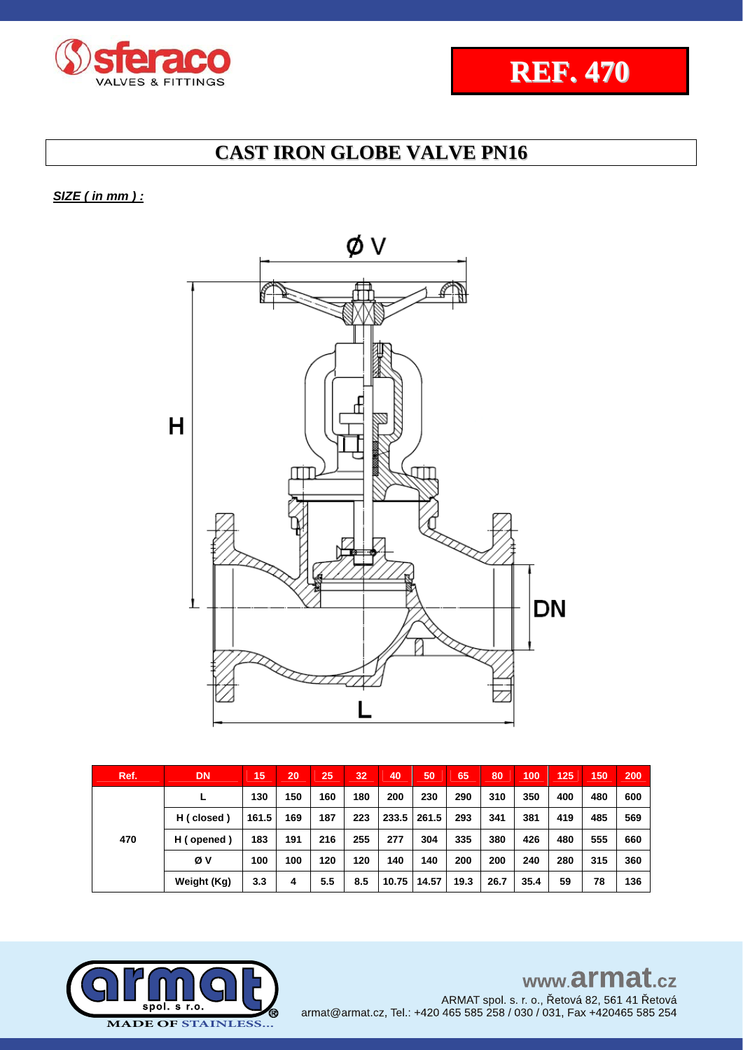sferaco VALVES & FITTINGS

**REF. 470**

# CAST IRON GLOBE VALVE PN16

***SIZE ( in mm ) :***

| Ref. | DN | 15 | 20 | 25 | 32 | 40 | 50 | 65 | 80 | 100 | 125 | 150 | 200 |
|---|---|---|---|---|---|---|---|---|---|---|---|---|---|
| 470 | L | 130 | 150 | 160 | 180 | 200 | 230 | 290 | 310 | 350 | 400 | 480 | 600 |
| | H ( closed ) | 161.5 | 169 | 187 | 223 | 233.5 | 261.5 | 293 | 341 | 381 | 419 | 485 | 569 |
| | H ( opened ) | 183 | 191 | 216 | 255 | 277 | 304 | 335 | 380 | 426 | 480 | 555 | 660 |
| | Ø V | 100 | 100 | 120 | 120 | 140 | 140 | 200 | 200 | 240 | 280 | 315 | 360 |
| | Weight (Kg) | 3.3 | 4 | 5.5 | 8.5 | 10.75 | 14.57 | 19.3 | 26.7 | 35.4 | 59 | 78 | 136 |

armat spol. s r.o. MADE OF STAINLESS...

www.armat.cz

ARMAT spol. s. r. o., Řetová 82, 561 41 Řetová
armat@armat.cz, Tel.: +420 465 585 258 / 030 / 031, Fax +420465 585 254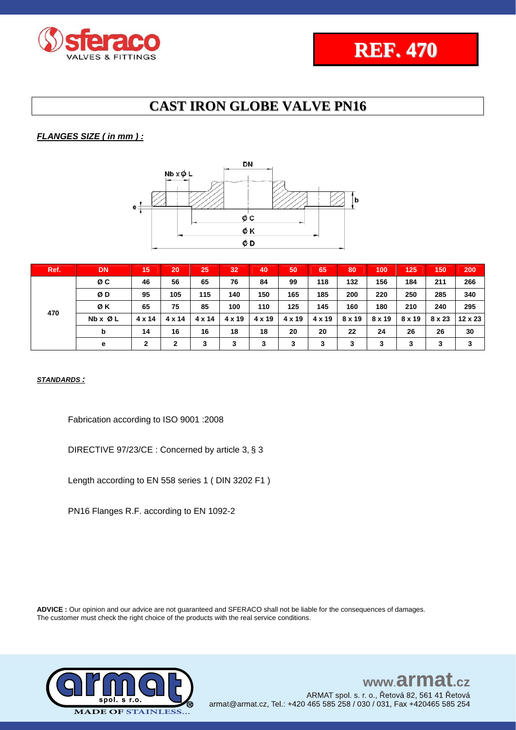**REF. 470**

# CAST IRON GLOBE VALVE PN16

***FLANGES SIZE ( in mm ) :***

| Ref. | DN | 15 | 20 | 25 | 32 | 40 | 50 | 65 | 80 | 100 | 125 | 150 | 200 |
|---|---|---|---|---|---|---|---|---|---|---|---|---|---|
| 470 | Ø C | 46 | 56 | 65 | 76 | 84 | 99 | 118 | 132 | 156 | 184 | 211 | 266 |
| | Ø D | 95 | 105 | 115 | 140 | 150 | 165 | 185 | 200 | 220 | 250 | 285 | 340 |
| | Ø K | 65 | 75 | 85 | 100 | 110 | 125 | 145 | 160 | 180 | 210 | 240 | 295 |
| | Nb x Ø L | 4 x 14 | 4 x 14 | 4 x 14 | 4 x 19 | 4 x 19 | 4 x 19 | 4 x 19 | 8 x 19 | 8 x 19 | 8 x 19 | 8 x 23 | 12 x 23 |
| | b | 14 | 16 | 16 | 18 | 18 | 20 | 20 | 22 | 24 | 26 | 26 | 30 |
| | e | 2 | 2 | 3 | 3 | 3 | 3 | 3 | 3 | 3 | 3 | 3 | 3 |

***STANDARDS :***

Fabrication according to ISO 9001 :2008

DIRECTIVE 97/23/CE : Concerned by article 3, § 3

Length according to EN 558 series 1 ( DIN 3202 F1 )

PN16 Flanges R.F. according to EN 1092-2

**ADVICE :** Our opinion and our advice are not guaranteed and SFERACO shall not be liable for the consequences of damages. The customer must check the right choice of the products with the real service conditions.

www.armat.cz

ARMAT spol. s r. o., Řetová 82, 561 41 Řetová
armat@armat.cz, Tel.: +420 465 585 258 / 030 / 031, Fax +420465 585 254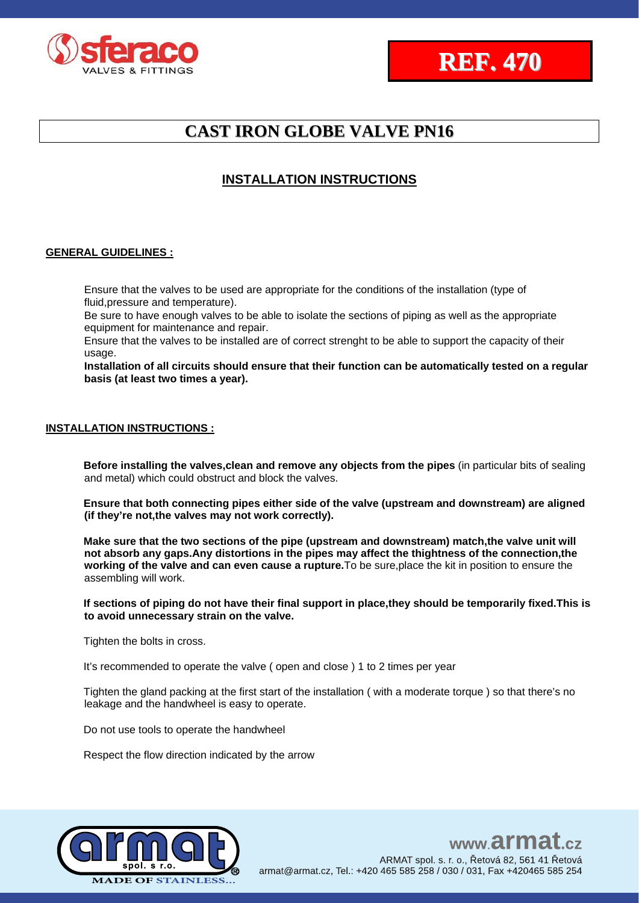sferaco VALVES & FITTINGS

**REF. 470**

# CAST IRON GLOBE VALVE PN16

## INSTALLATION INSTRUCTIONS

### GENERAL GUIDELINES :

Ensure that the valves to be used are appropriate for the conditions of the installation (type of fluid,pressure and temperature).

Be sure to have enough valves to be able to isolate the sections of piping as well as the appropriate equipment for maintenance and repair.

Ensure that the valves to be installed are of correct strenght to be able to support the capacity of their usage.

**Installation of all circuits should ensure that their function can be automatically tested on a regular basis (at least two times a year).**

### INSTALLATION INSTRUCTIONS :

**Before installing the valves,clean and remove any objects from the pipes** (in particular bits of sealing and metal) which could obstruct and block the valves.

**Ensure that both connecting pipes either side of the valve (upstream and downstream) are aligned (if they're not,the valves may not work correctly).**

**Make sure that the two sections of the pipe (upstream and downstream) match,the valve unit will not absorb any gaps.Any distortions in the pipes may affect the thightness of the connection,the working of the valve and can even cause a rupture.**To be sure,place the kit in position to ensure the assembling will work.

**If sections of piping do not have their final support in place,they should be temporarily fixed.This is to avoid unnecessary strain on the valve.**

Tighten the bolts in cross.

It's recommended to operate the valve ( open and close ) 1 to 2 times per year

Tighten the gland packing at the first start of the installation ( with a moderate torque ) so that there's no leakage and the handwheel is easy to operate.

Do not use tools to operate the handwheel

Respect the flow direction indicated by the arrow

armat spol. s r.o. MADE OF STAINLESS...

www.armat.cz

ARMAT spol. s. r. o., Řetová 82, 561 41 Řetová

armat@armat.cz, Tel.: +420 465 585 258 / 030 / 031, Fax +420465 585 254